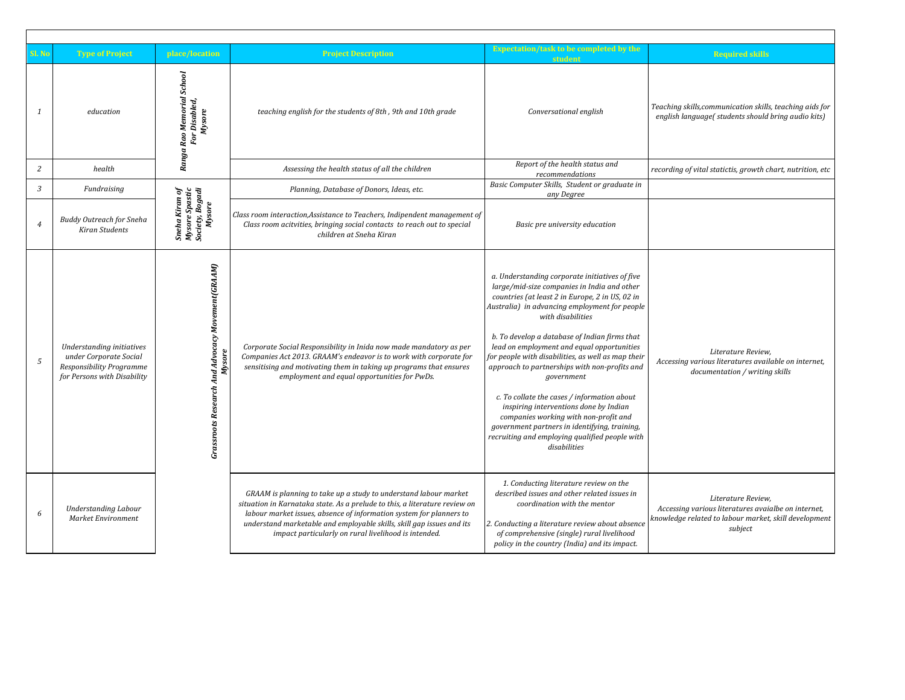| Sl. No | Type of Project | place/location | Project Description | Expectation/task to be completed by the student | Required skills |
|---|---|---|---|---|---|
| 1 | education | Ranga Rao Memorial School For Disabled, Mysore | teaching english for the students of 8th , 9th and 10th grade | Conversational english | Teaching skills,communication skills, teaching aids for english language( students should bring audio kits) |
| 2 | health | | Assessing the health status of all the children | Report of the health status and recommendations | recording of vital statictis, growth chart, nutrition, etc |
| 3 | Fundraising | Sneha Kiran of Mysore Spastic Society, Bogadi Mysore | Planning, Database of Donors, Ideas, etc. | Basic Computer Skills, Student or graduate in any Degree | |
| 4 | Buddy Outreach for Sneha Kiran Students | | Class room interaction,Assistance to Teachers, Indipendent management of Class room acitvities, bringing social contacts to reach out to special children at Sneha Kiran | Basic pre university education | |
| 5 | Understanding initiatives under Corporate Social Responsibility Programme for Persons with Disability | Grassroots Research And Advocacy Movement(GRAAM) Mysore | Corporate Social Responsibility in Inida now made mandatory as per Companies Act 2013. GRAAM's endeavor is to work with corporate for sensitising and motivating them in taking up programs that ensures employment and equal opportunities for PwDs. | a. Understanding corporate initiatives of five large/mid-size companies in India and other countries (at least 2 in Europe, 2 in US, 02 in Australia) in advancing employment for people with disabilities<br><br>b. To develop a database of Indian firms that lead on employment and equal opportunities for people with disabilities, as well as map their approach to partnerships with non-profits and government<br><br>c. To collate the cases / information about inspiring interventions done by Indian companies working with non-profit and government partners in identifying, training, recruiting and employing qualified people with disabilities | Literature Review,<br>Accessing various literatures available on internet, documentation / writing skills |
| 6 | Understanding Labour Market Environment | | GRAAM is planning to take up a study to understand labour market situation in Karnataka state. As a prelude to this, a literature review on labour market issues, absence of information system for planners to understand marketable and employable skills, skill gap issues and its impact particularly on rural livelihood is intended. | 1. Conducting literature review on the described issues and other related issues in coordination with the mentor<br><br>2. Conducting a literature review about absence of comprehensive (single) rural livelihood policy in the country (India) and its impact. | Literature Review,<br>Accessing various literatures avaialbe on internet, knowledge related to labour market, skill development subject |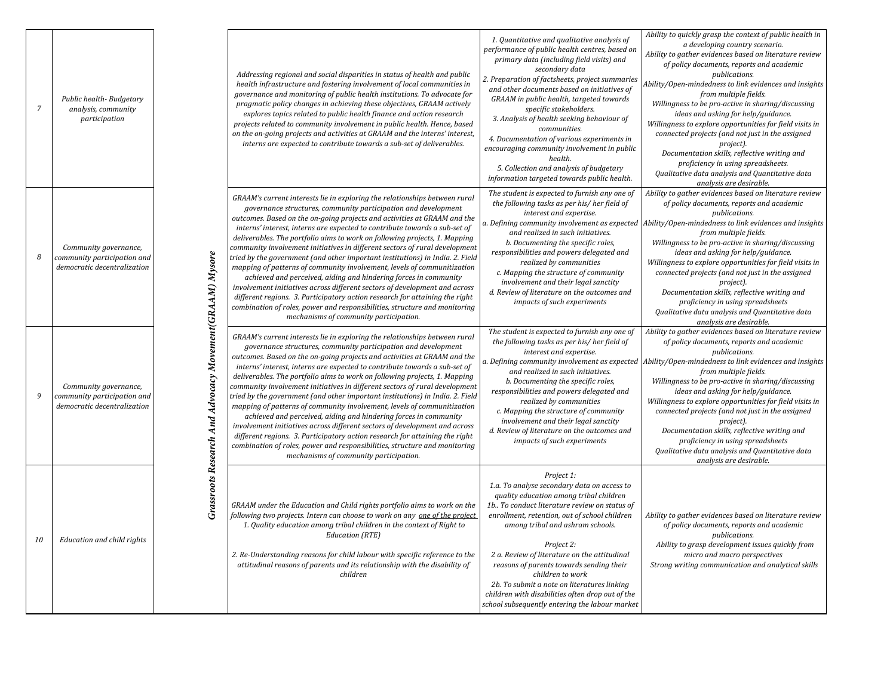| | | | | | |
|---|---|---|---|---|---|
| 7 | Public health- Budgetary analysis, community participation | Grassroots Research And Advocacy Movement(GRAAM) Mysore | Addressing regional and social disparities in status of health and public health infrastructure and fostering involvement of local communities in governance and monitoring of public health institutions. To advocate for pragmatic policy changes in achieving these objectives, GRAAM actively explores topics related to public health finance and action research projects related to community involvement in public health. Hence, based on the on-going projects and activities at GRAAM and the interns' interest, interns are expected to contribute towards a sub-set of deliverables. | 1. Quantitative and qualitative analysis of performance of public health centres, based on primary data (including field visits) and secondary data<br>2. Preparation of factsheets, project summaries and other documents based on initiatives of GRAAM in public health, targeted towards specific stakeholders.<br>3. Analysis of health seeking behaviour of communities.<br>4. Documentation of various experiments in encouraging community involvement in public health.<br>5. Collection and analysis of budgetary information targeted towards public health. | Ability to quickly grasp the context of public health in a developing country scenario.<br>Ability to gather evidences based on literature review of policy documents, reports and academic publications.<br>Ability/Open-mindedness to link evidences and insights from multiple fields.<br>Willingness to be pro-active in sharing/discussing ideas and asking for help/guidance.<br>Willingness to explore opportunities for field visits in connected projects (and not just in the assigned project).<br>Documentation skills, reflective writing and proficiency in using spreadsheets.<br>Qualitative data analysis and Quantitative data analysis are desirable. |
| 8 | Community governance, community participation and democratic decentralization | | GRAAM's current interests lie in exploring the relationships between rural governance structures, community participation and development outcomes. Based on the on-going projects and activities at GRAAM and the interns' interest, interns are expected to contribute towards a sub-set of deliverables. The portfolio aims to work on following projects, 1. Mapping community involvement initiatives in different sectors of rural development tried by the government (and other important institutions) in India. 2. Field mapping of patterns of community involvement, levels of communitization achieved and perceived, aiding and hindering forces in community involvement initiatives across different sectors of development and across different regions. 3. Participatory action research for attaining the right combination of roles, power and responsibilities, structure and monitoring mechanisms of community participation. | The student is expected to furnish any one of the following tasks as per his/ her field of interest and expertise.<br>a. Defining community involvement as expected and realized in such initiatives.<br>b. Documenting the specific roles, responsibilities and powers delegated and realized by communities<br>c. Mapping the structure of community involvement and their legal sanctity<br>d. Review of literature on the outcomes and impacts of such experiments | Ability to gather evidences based on literature review of policy documents, reports and academic publications.<br>Ability/Open-mindedness to link evidences and insights from multiple fields.<br>Willingness to be pro-active in sharing/discussing ideas and asking for help/guidance.<br>Willingness to explore opportunities for field visits in connected projects (and not just in the assigned project).<br>Documentation skills, reflective writing and proficiency in using spreadsheets<br>Qualitative data analysis and Quantitative data analysis are desirable. |
| 9 | Community governance, community participation and democratic decentralization | | GRAAM's current interests lie in exploring the relationships between rural governance structures, community participation and development outcomes. Based on the on-going projects and activities at GRAAM and the interns' interest, interns are expected to contribute towards a sub-set of deliverables. The portfolio aims to work on following projects, 1. Mapping community involvement initiatives in different sectors of rural development tried by the government (and other important institutions) in India. 2. Field mapping of patterns of community involvement, levels of communitization achieved and perceived, aiding and hindering forces in community involvement initiatives across different sectors of development and across different regions. 3. Participatory action research for attaining the right combination of roles, power and responsibilities, structure and monitoring mechanisms of community participation. | The student is expected to furnish any one of the following tasks as per his/ her field of interest and expertise.<br>a. Defining community involvement as expected and realized in such initiatives.<br>b. Documenting the specific roles, responsibilities and powers delegated and realized by communities<br>c. Mapping the structure of community involvement and their legal sanctity<br>d. Review of literature on the outcomes and impacts of such experiments | Ability to gather evidences based on literature review of policy documents, reports and academic publications.<br>Ability/Open-mindedness to link evidences and insights from multiple fields.<br>Willingness to be pro-active in sharing/discussing ideas and asking for help/guidance.<br>Willingness to explore opportunities for field visits in connected projects (and not just in the assigned project).<br>Documentation skills, reflective writing and proficiency in using spreadsheets<br>Qualitative data analysis and Quantitative data analysis are desirable. |
| 10 | Education and child rights | | GRAAM under the Education and Child rights portfolio aims to work on the following two projects. Intern can choose to work on any <u>one of the project</u><br>1. Quality education among tribal children in the context of Right to Education (RTE)<br><br>2. Re-Understanding reasons for child labour with specific reference to the attitudinal reasons of parents and its relationship with the disability of children | Project 1:<br>1.a. To analyse secondary data on access to quality education among tribal children<br>1b.. To conduct literature review on status of enrollment, retention, out of school children among tribal and ashram schools.<br><br>Project 2:<br>2 a. Review of literature on the attitudinal reasons of parents towards sending their children to work<br>2b. To submit a note on literatures linking children with disabilities often drop out of the school subsequently entering the labour market | Ability to gather evidences based on literature review of policy documents, reports and academic publications.<br>Ability to grasp development issues quickly from micro and macro perspectives<br>Strong writing communication and analytical skills |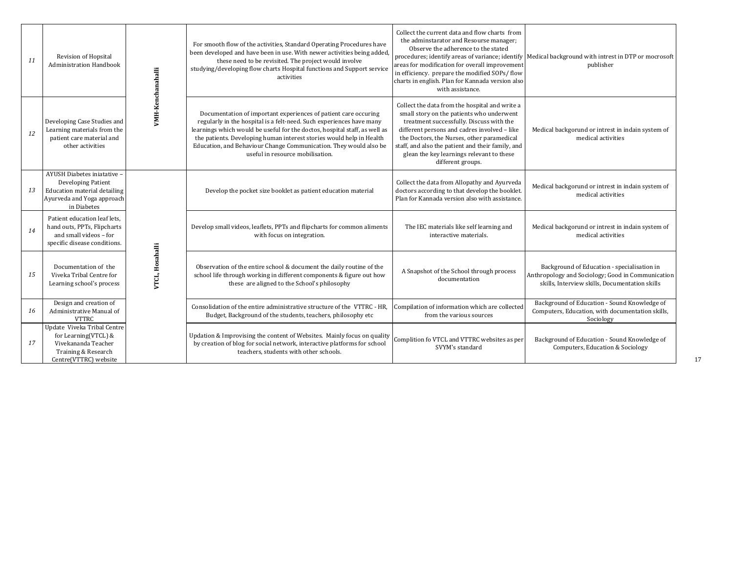| 11 | Revision of Hopsital Administration Handbook | VMH-Kenchanahalli | For smooth flow of the activities, Standard Operating Procedures have been developed and have been in use. With newer activities being added, these need to be revisited. The project would involve studying/developing flow charts Hospital functions and Support service activities | Collect the current data and flow charts from the adminstarator and Resourse manager; Observe the adherence to the stated procedures; identify areas of variance; identify areas for modification for overall improvement in efficiency. prepare the modified SOPs/ flow charts in english. Plan for Kannada version also with assistance. | Medical background with intrest in DTP or mocrosoft publisher |
|---|---|---|---|---|---|
| 12 | Developing Case Studies and Learning materials from the patient care material and other activities | | Documentation of important experiences of patient care occuring regularly in the hospital is a felt-need. Such experiences have many learnings which would be useful for the doctos, hospital staff, as well as the patients. Developing human interest stories would help in Health Education, and Behaviour Change Communication. They would also be useful in resource mobilisation. | Collect the data from the hospital and write a small story on the patients who underwent treatment successfully. Discuss with the different persons and cadres involved – like the Doctors, the Nurses, other paramedical staff, and also the patient and their family, and glean the key learnings relevant to these different groups. | Medical backgorund or intrest in indain system of medical activities |
| 13 | AYUSH Diabetes iniatative – Developing Patient Education material detailing Ayurveda and Yoga approach in Diabetes | VTCL, Hosahalli | Develop the pocket size booklet as patient education material | Collect the data from Allopathy and Ayurveda doctors according to that develop the booklet. Plan for Kannada version also with assistance. | Medical backgorund or intrest in indain system of medical activities |
| 14 | Patient education leaf lets, hand outs, PPTs, Flipcharts and small videos – for specific disease conditions. | | Develop small videos, leaflets, PPTs and flipcharts for common aliments with focus on integration. | The IEC materials like self learning and interactive materials. | Medical backgorund or intrest in indain system of medical activities |
| 15 | Documentation of the Viveka Tribal Centre for Learning school's process | | Observation of the entire school & document the daily routine of the school life through working in different components & figure out how these are aligned to the School's philosophy | A Snapshot of the School through process documentation | Background of Education - specialisation in Anthropology and Sociology; Good in Communication skills, Interview skills, Documentation skills |
| 16 | Design and creation of Administrative Manual of VTTRC | | Consolidation of the entire administrative structure of the VTTRC - HR, Budget, Background of the students, teachers, philosophy etc | Compilation of information which are collected from the various sources | Background of Education - Sound Knowledge of Computers, Education, with documentation skills, Sociology |
| 17 | Update Viveka Tribal Centre for Learning(VTCL) & Vivekananda Teacher Training & Research Centre(VTTRC) website | | Updation & Improvising the content of Websites. Mainly focus on quality by creation of blog for social network, interactive platforms for school teachers, students with other schools. | Complition fo VTCL and VTTRC websites as per SVYM's standard | Background of Education - Sound Knowledge of Computers, Education & Sociology |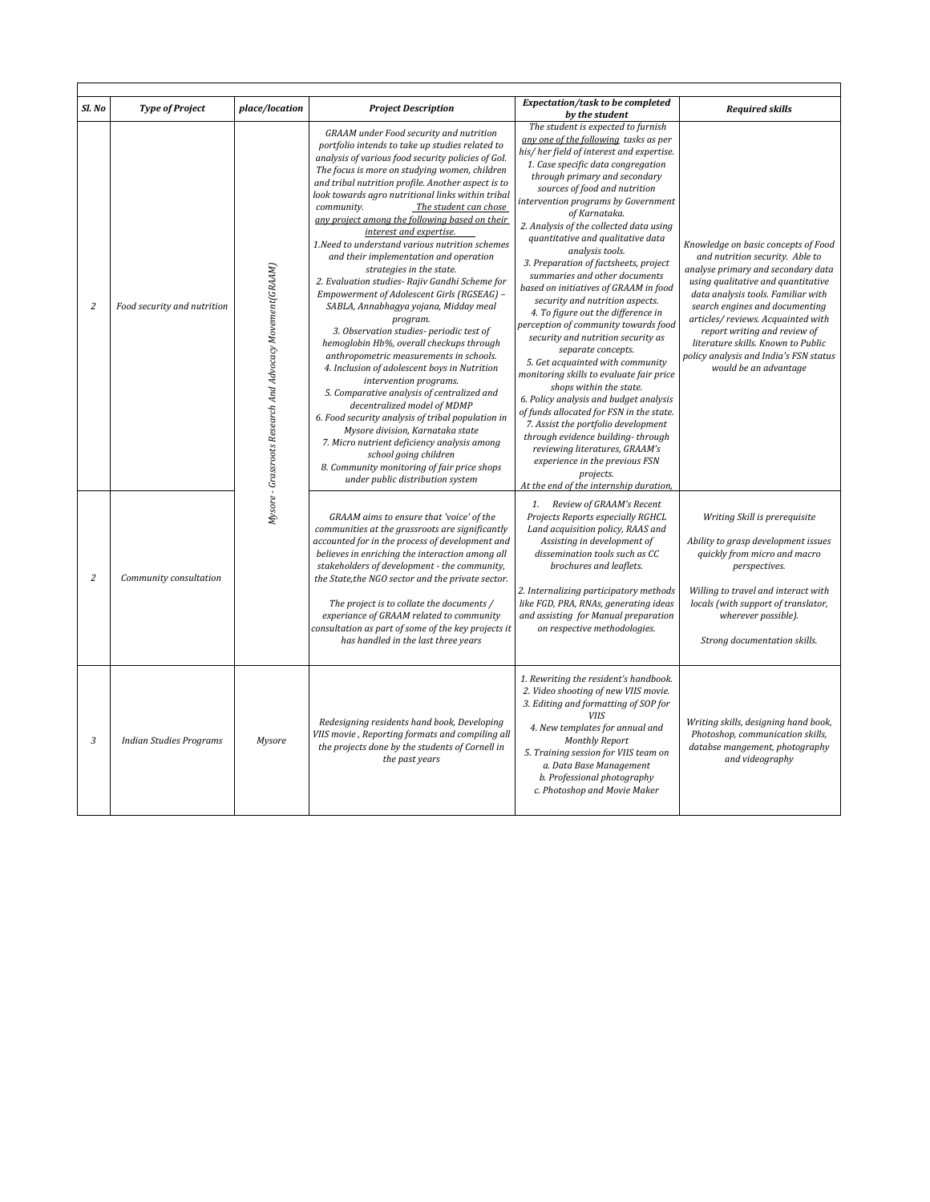| Sl. No | Type of Project | place/location | Project Description | Expectation/task to be completed by the student | Required skills |
|---|---|---|---|---|---|
| 2 | Food security and nutrition | Mysore - Grassroots Research And Advocacy Movement(GRAAM) | GRAAM under Food security and nutrition portfolio intends to take up studies related to analysis of various food security policies of GoI. The focus is more on studying women, children and tribal nutrition profile. Another aspect is to look towards agro nutritional links within tribal community. The student can chose any project among the following based on their interest and expertise. 1.Need to understand various nutrition schemes and their implementation and operation strategies in the state. 2. Evaluation studies- Rajiv Gandhi Scheme for Empowerment of Adolescent Girls (RGSEAG) – SABLA, Annabhagya yojana, Midday meal program. 3. Observation studies- periodic test of hemoglobin Hb%, overall checkups through anthropometric measurements in schools. 4. Inclusion of adolescent boys in Nutrition intervention programs. 5. Comparative analysis of centralized and decentralized model of MDMP 6. Food security analysis of tribal population in Mysore division, Karnataka state 7. Micro nutrient deficiency analysis among school going children 8. Community monitoring of fair price shops under public distribution system | The student is expected to furnish any one of the following tasks as per his/ her field of interest and expertise. 1. Case specific data congregation through primary and secondary sources of food and nutrition intervention programs by Government of Karnataka. 2. Analysis of the collected data using quantitative and qualitative data analysis tools. 3. Preparation of factsheets, project summaries and other documents based on initiatives of GRAAM in food security and nutrition aspects. 4. To figure out the difference in perception of community towards food security and nutrition security as separate concepts. 5. Get acquainted with community monitoring skills to evaluate fair price shops within the state. 6. Policy analysis and budget analysis of funds allocated for FSN in the state. 7. Assist the portfolio development through evidence building- through reviewing literatures, GRAAM's experience in the previous FSN projects. At the end of the internship duration, | Knowledge on basic concepts of Food and nutrition security. Able to analyse primary and secondary data using qualitative and quantitative data analysis tools. Familiar with search engines and documenting articles/ reviews. Acquainted with report writing and review of literature skills. Known to Public policy analysis and India's FSN status would be an advantage |
| 2 | Community consultation | | GRAAM aims to ensure that 'voice' of the communities at the grassroots are significantly accounted for in the process of development and believes in enriching the interaction among all stakeholders of development - the community, the State,the NGO sector and the private sector. The project is to collate the documents / experiance of GRAAM related to community consultation as part of some of the key projects it has handled in the last three years | 1. Review of GRAAM's Recent Projects Reports especially RGHCL Land acquisition policy, RAAS and Assisting in development of dissemination tools such as CC brochures and leaflets. 2. Internalizing participatory methods like FGD, PRA, RNAs, generating ideas and assisting for Manual preparation on respective methodologies. | Writing Skill is prerequisite. Ability to grasp development issues quickly from micro and macro perspectives. Willing to travel and interact with locals (with support of translator, wherever possible). Strong documentation skills. |
| 3 | Indian Studies Programs | Mysore | Redesigning residents hand book, Developing VIIS movie , Reporting formats and compiling all the projects done by the students of Cornell in the past years | 1. Rewriting the resident's handbook. 2. Video shooting of new VIIS movie. 3. Editing and formatting of SOP for VIIS 4. New templates for annual and Monthly Report 5. Training session for VIIS team on a. Data Base Management b. Professional photography c. Photoshop and Movie Maker | Writing skills, designing hand book, Photoshop, communication skills, databse mangement, photography and videography |